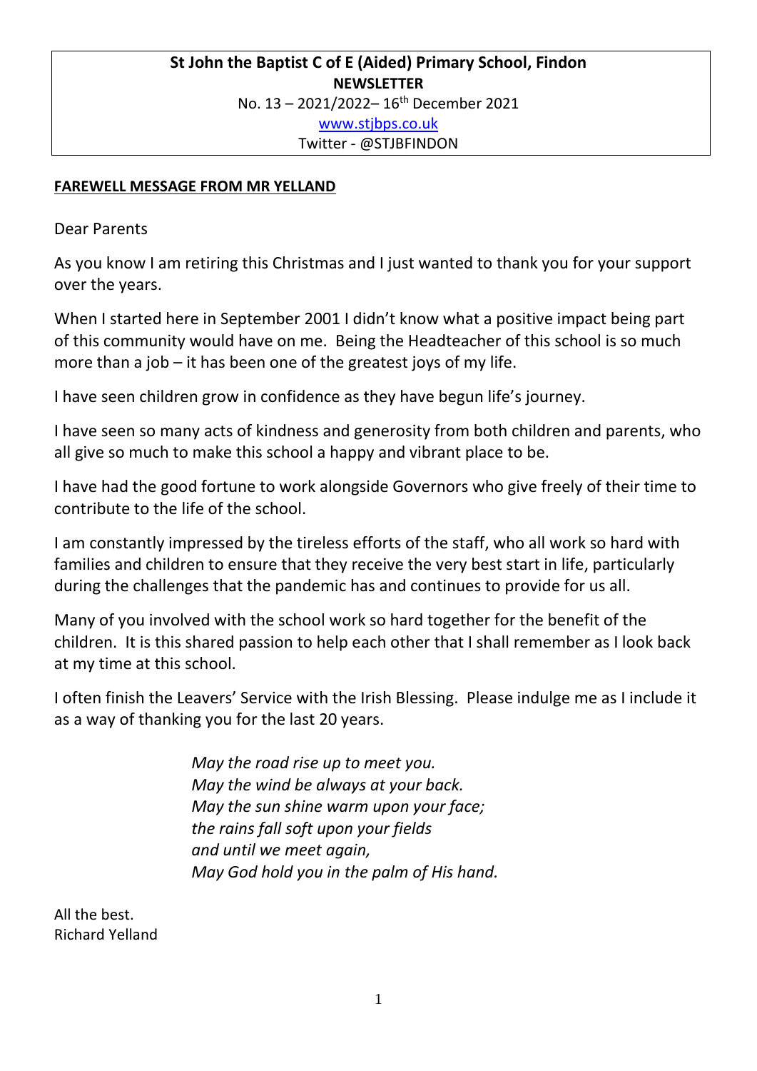**St John the Baptist C of E (Aided) Primary School, Findon**
**NEWSLETTER**
No. 13 – 2021/2022– 16th December 2021
www.stjbps.co.uk
Twitter - @STJBFINDON

**FAREWELL MESSAGE FROM MR YELLAND**

Dear Parents

As you know I am retiring this Christmas and I just wanted to thank you for your support over the years.

When I started here in September 2001 I didn't know what a positive impact being part of this community would have on me. Being the Headteacher of this school is so much more than a job – it has been one of the greatest joys of my life.

I have seen children grow in confidence as they have begun life's journey.

I have seen so many acts of kindness and generosity from both children and parents, who all give so much to make this school a happy and vibrant place to be.

I have had the good fortune to work alongside Governors who give freely of their time to contribute to the life of the school.

I am constantly impressed by the tireless efforts of the staff, who all work so hard with families and children to ensure that they receive the very best start in life, particularly during the challenges that the pandemic has and continues to provide for us all.

Many of you involved with the school work so hard together for the benefit of the children. It is this shared passion to help each other that I shall remember as I look back at my time at this school.

I often finish the Leavers' Service with the Irish Blessing. Please indulge me as I include it as a way of thanking you for the last 20 years.

*May the road rise up to meet you.*
*May the wind be always at your back.*
*May the sun shine warm upon your face;*
*the rains fall soft upon your fields*
*and until we meet again,*
*May God hold you in the palm of His hand.*

All the best.
Richard Yelland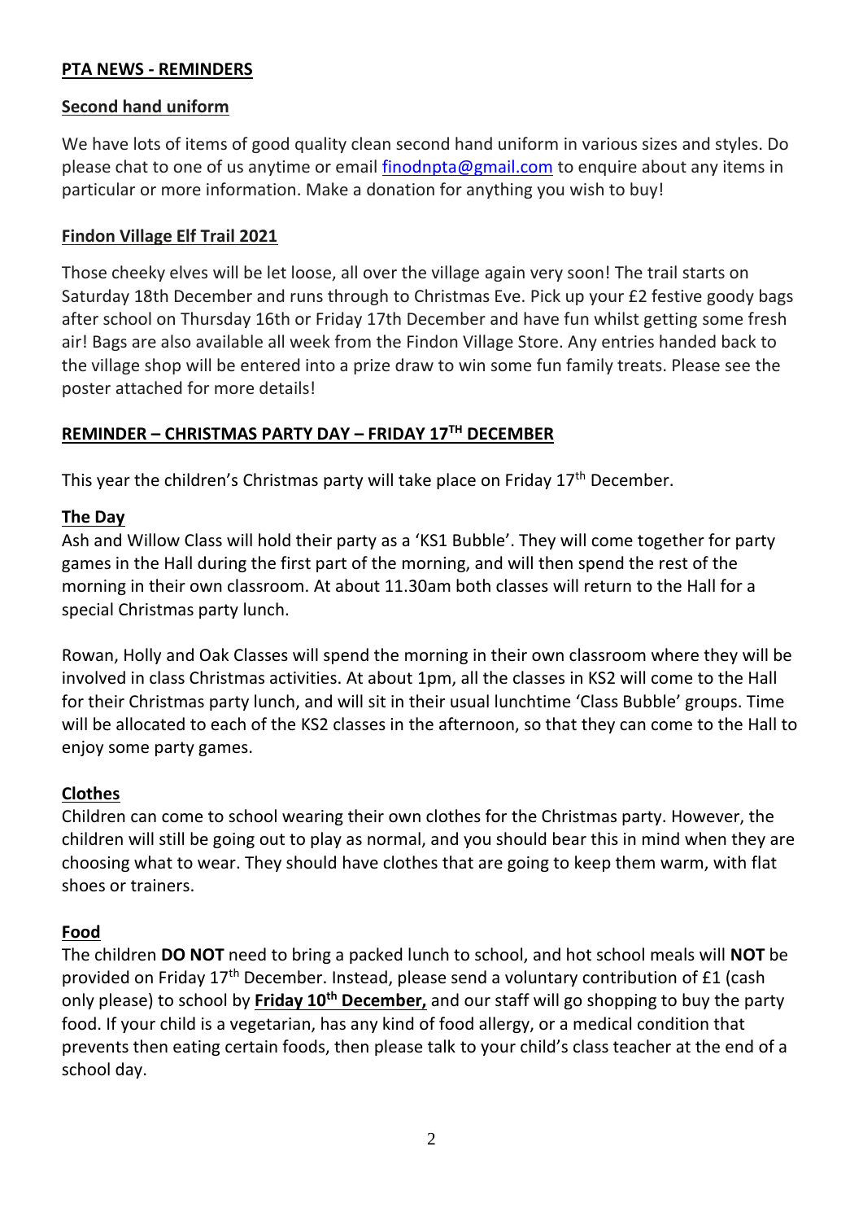## PTA NEWS - REMINDERS

### Second hand uniform

We have lots of items of good quality clean second hand uniform in various sizes and styles. Do please chat to one of us anytime or email finodnpta@gmail.com to enquire about any items in particular or more information. Make a donation for anything you wish to buy!

### Findon Village Elf Trail 2021

Those cheeky elves will be let loose, all over the village again very soon! The trail starts on Saturday 18th December and runs through to Christmas Eve. Pick up your £2 festive goody bags after school on Thursday 16th or Friday 17th December and have fun whilst getting some fresh air! Bags are also available all week from the Findon Village Store. Any entries handed back to the village shop will be entered into a prize draw to win some fun family treats. Please see the poster attached for more details!

## REMINDER – CHRISTMAS PARTY DAY – FRIDAY 17TH DECEMBER

This year the children's Christmas party will take place on Friday 17th December.

### The Day

Ash and Willow Class will hold their party as a 'KS1 Bubble'. They will come together for party games in the Hall during the first part of the morning, and will then spend the rest of the morning in their own classroom. At about 11.30am both classes will return to the Hall for a special Christmas party lunch.

Rowan, Holly and Oak Classes will spend the morning in their own classroom where they will be involved in class Christmas activities. At about 1pm, all the classes in KS2 will come to the Hall for their Christmas party lunch, and will sit in their usual lunchtime 'Class Bubble' groups. Time will be allocated to each of the KS2 classes in the afternoon, so that they can come to the Hall to enjoy some party games.

### Clothes

Children can come to school wearing their own clothes for the Christmas party. However, the children will still be going out to play as normal, and you should bear this in mind when they are choosing what to wear. They should have clothes that are going to keep them warm, with flat shoes or trainers.

### Food

The children **DO NOT** need to bring a packed lunch to school, and hot school meals will **NOT** be provided on Friday 17th December. Instead, please send a voluntary contribution of £1 (cash only please) to school by **Friday 10th December,** and our staff will go shopping to buy the party food. If your child is a vegetarian, has any kind of food allergy, or a medical condition that prevents then eating certain foods, then please talk to your child's class teacher at the end of a school day.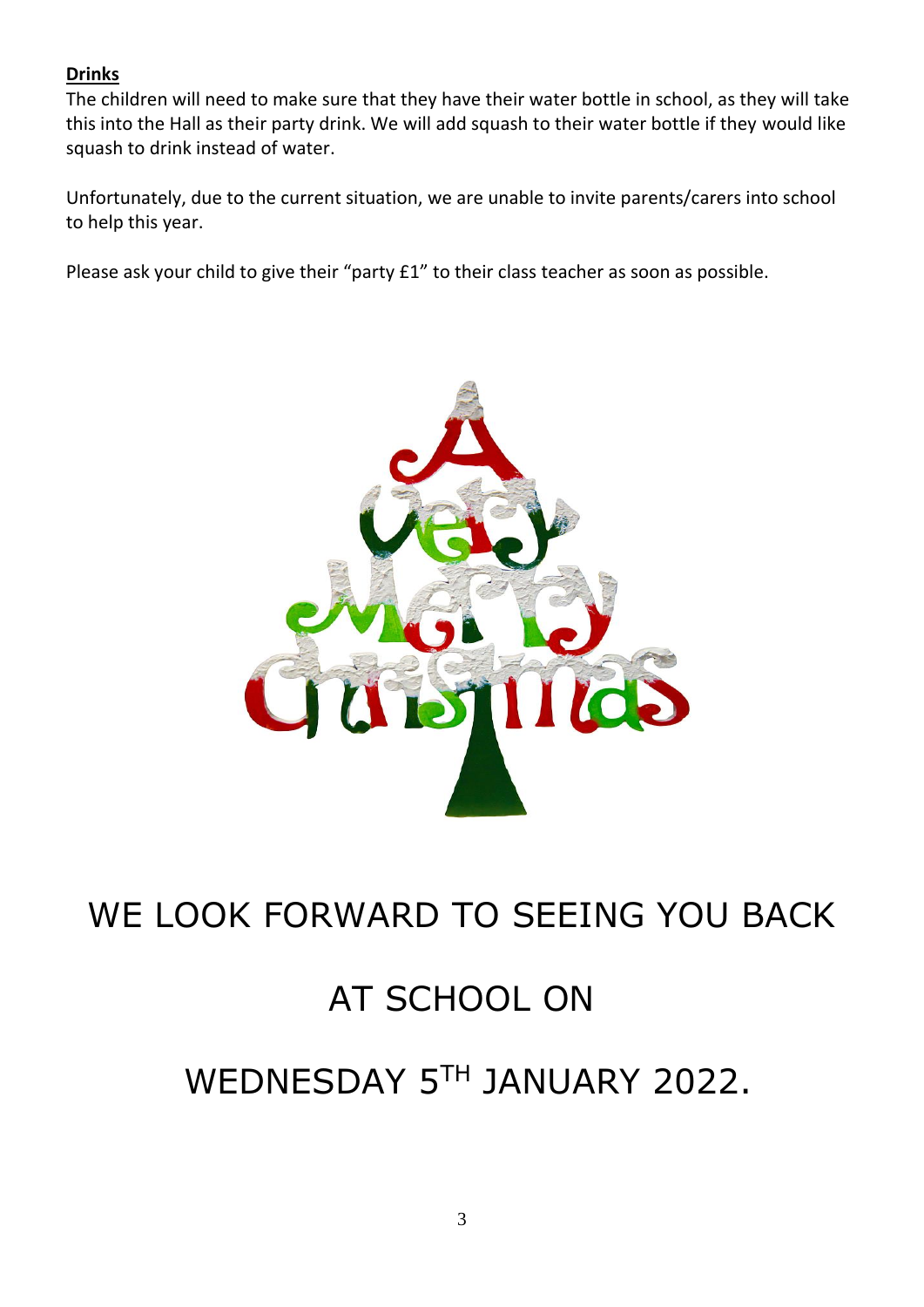**Drinks**

The children will need to make sure that they have their water bottle in school, as they will take this into the Hall as their party drink. We will add squash to their water bottle if they would like squash to drink instead of water.

Unfortunately, due to the current situation, we are unable to invite parents/carers into school to help this year.

Please ask your child to give their "party £1" to their class teacher as soon as possible.

WE LOOK FORWARD TO SEEING YOU BACK

AT SCHOOL ON

WEDNESDAY 5TH JANUARY 2022.